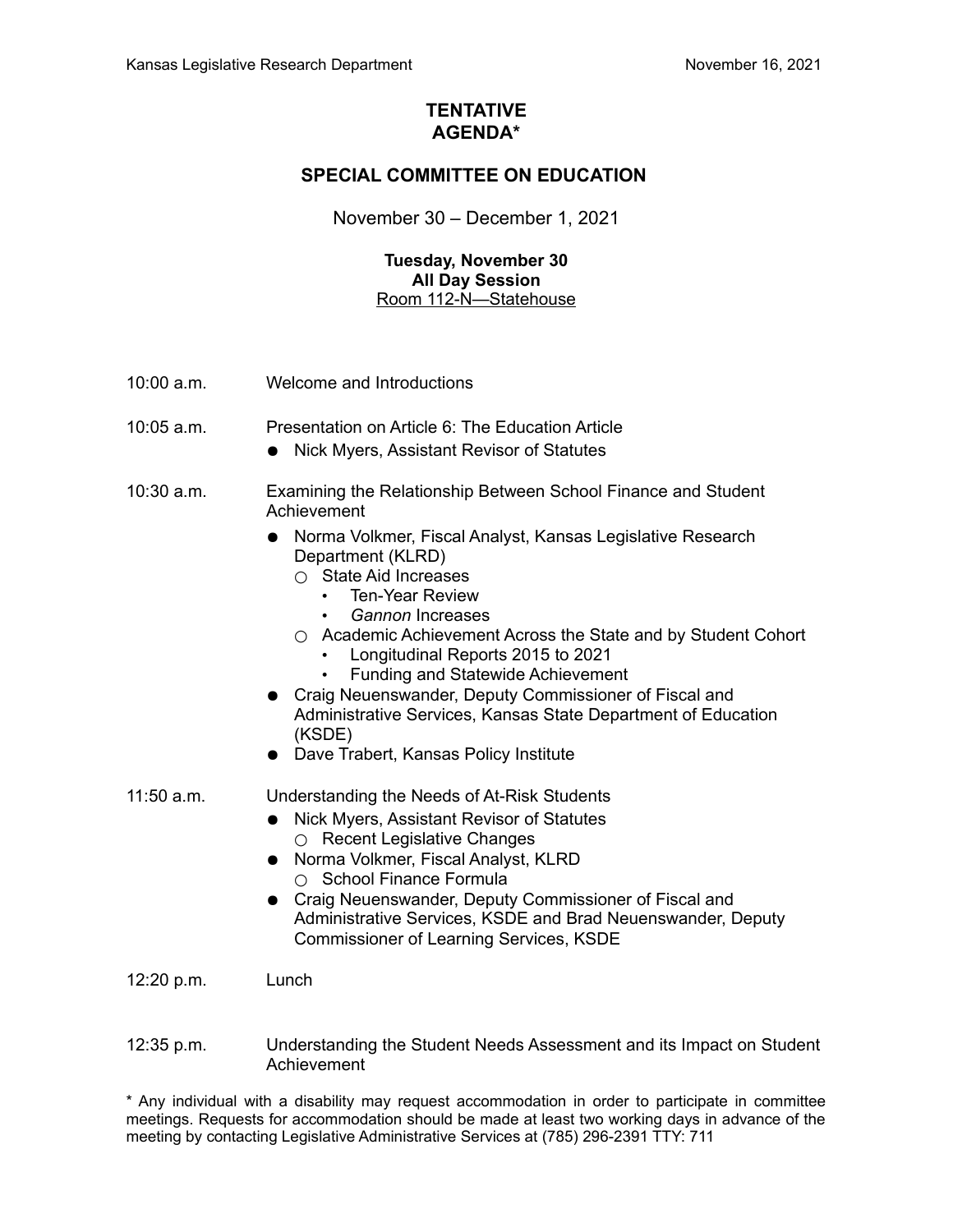# TENTATIVE AGENDA*

## SPECIAL COMMITTEE ON EDUCATION

November 30 – December 1, 2021

**Tuesday, November 30**
**All Day Session**
Room 112-N—Statehouse

10:00 a.m. Welcome and Introductions

10:05 a.m. Presentation on Article 6: The Education Article

- Nick Myers, Assistant Revisor of Statutes

10:30 a.m. Examining the Relationship Between School Finance and Student Achievement

- Norma Volkmer, Fiscal Analyst, Kansas Legislative Research Department (KLRD)
  - State Aid Increases
    - Ten-Year Review
    - *Gannon* Increases
  - Academic Achievement Across the State and by Student Cohort
    - Longitudinal Reports 2015 to 2021
    - Funding and Statewide Achievement
- Craig Neuenswander, Deputy Commissioner of Fiscal and Administrative Services, Kansas State Department of Education (KSDE)
- Dave Trabert, Kansas Policy Institute

11:50 a.m. Understanding the Needs of At-Risk Students

- Nick Myers, Assistant Revisor of Statutes
  - Recent Legislative Changes
- Norma Volkmer, Fiscal Analyst, KLRD
  - School Finance Formula
- Craig Neuenswander, Deputy Commissioner of Fiscal and Administrative Services, KSDE and Brad Neuenswander, Deputy Commissioner of Learning Services, KSDE

12:20 p.m. Lunch

12:35 p.m. Understanding the Student Needs Assessment and its Impact on Student Achievement

\* Any individual with a disability may request accommodation in order to participate in committee meetings. Requests for accommodation should be made at least two working days in advance of the meeting by contacting Legislative Administrative Services at (785) 296-2391 TTY: 711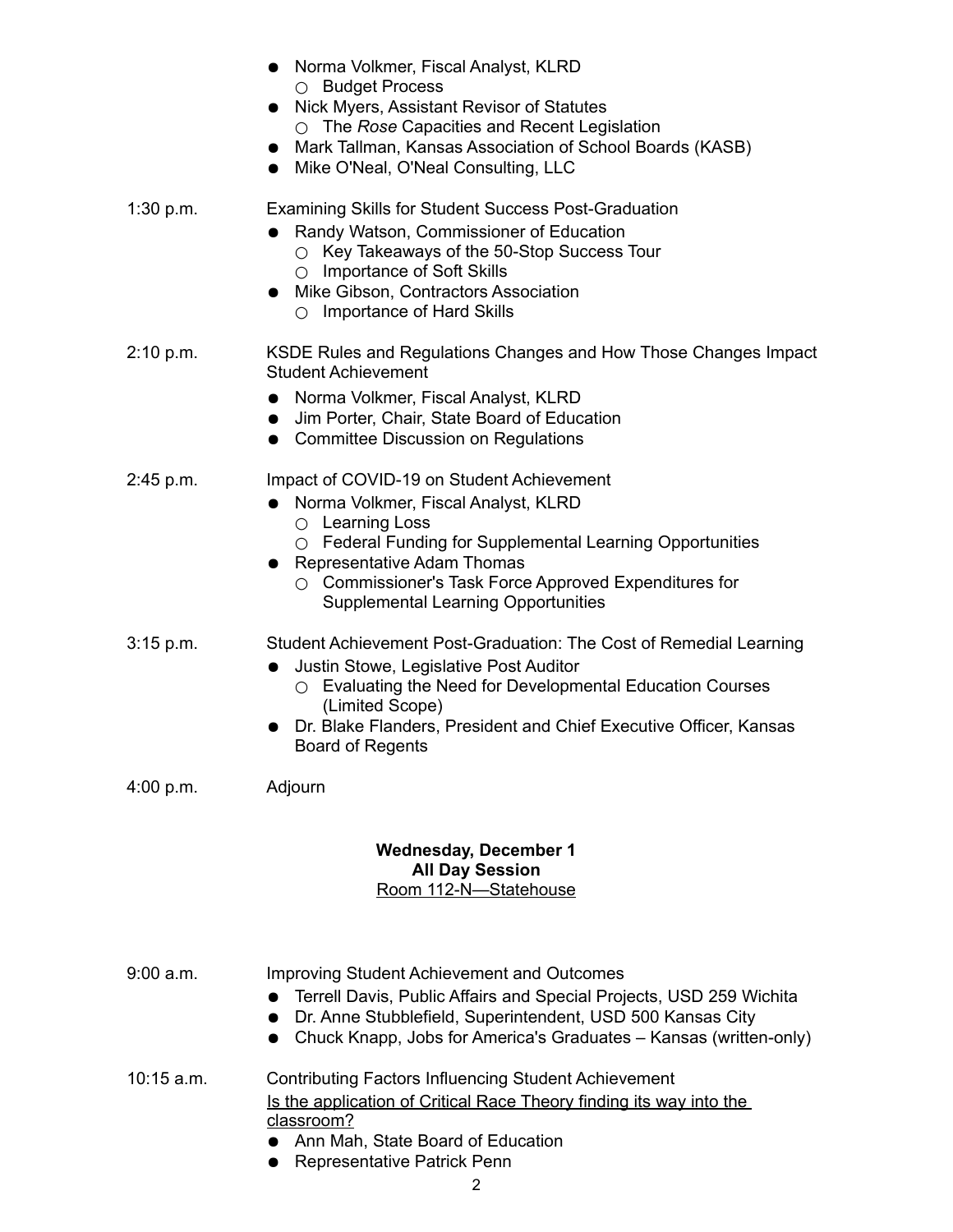- Norma Volkmer, Fiscal Analyst, KLRD
  - Budget Process
- Nick Myers, Assistant Revisor of Statutes
  - The *Rose* Capacities and Recent Legislation
- Mark Tallman, Kansas Association of School Boards (KASB)
- Mike O'Neal, O'Neal Consulting, LLC

1:30 p.m. Examining Skills for Student Success Post-Graduation

- Randy Watson, Commissioner of Education
  - Key Takeaways of the 50-Stop Success Tour
  - Importance of Soft Skills
- Mike Gibson, Contractors Association
  - Importance of Hard Skills

2:10 p.m. KSDE Rules and Regulations Changes and How Those Changes Impact Student Achievement

- Norma Volkmer, Fiscal Analyst, KLRD
- Jim Porter, Chair, State Board of Education
- Committee Discussion on Regulations

2:45 p.m. Impact of COVID-19 on Student Achievement

- Norma Volkmer, Fiscal Analyst, KLRD
  - Learning Loss
  - Federal Funding for Supplemental Learning Opportunities
- Representative Adam Thomas
  - Commissioner's Task Force Approved Expenditures for Supplemental Learning Opportunities

3:15 p.m. Student Achievement Post-Graduation: The Cost of Remedial Learning

- Justin Stowe, Legislative Post Auditor
  - Evaluating the Need for Developmental Education Courses (Limited Scope)
- Dr. Blake Flanders, President and Chief Executive Officer, Kansas Board of Regents

4:00 p.m. Adjourn

**Wednesday, December 1**
**All Day Session**
<u>Room 112-N—Statehouse</u>

9:00 a.m. Improving Student Achievement and Outcomes

- Terrell Davis, Public Affairs and Special Projects, USD 259 Wichita
- Dr. Anne Stubblefield, Superintendent, USD 500 Kansas City
- Chuck Knapp, Jobs for America's Graduates – Kansas (written-only)

10:15 a.m. Contributing Factors Influencing Student Achievement

<u>Is the application of Critical Race Theory finding its way into the classroom?</u>

- Ann Mah, State Board of Education
- Representative Patrick Penn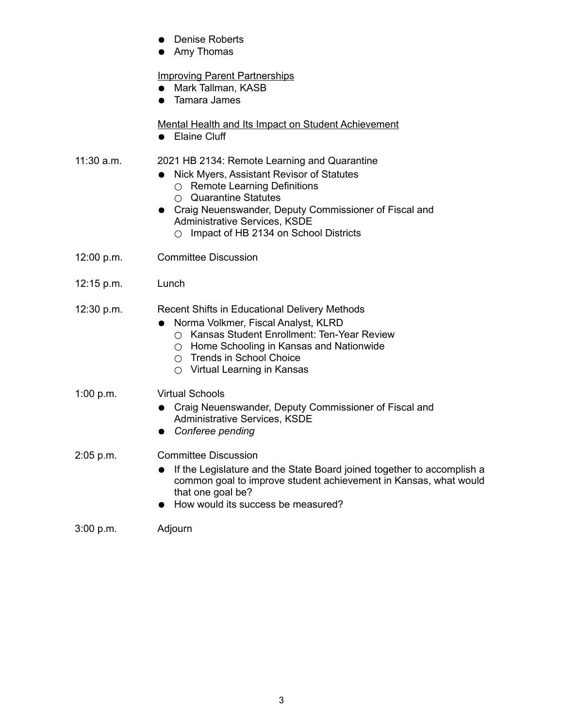- Denise Roberts
- Amy Thomas

Improving Parent Partnerships

- Mark Tallman, KASB
- Tamara James

Mental Health and Its Impact on Student Achievement

- Elaine Cluff

11:30 a.m. 2021 HB 2134: Remote Learning and Quarantine

- Nick Myers, Assistant Revisor of Statutes
  - Remote Learning Definitions
  - Quarantine Statutes
- Craig Neuenswander, Deputy Commissioner of Fiscal and Administrative Services, KSDE
  - Impact of HB 2134 on School Districts

12:00 p.m. Committee Discussion

12:15 p.m. Lunch

12:30 p.m. Recent Shifts in Educational Delivery Methods

- Norma Volkmer, Fiscal Analyst, KLRD
  - Kansas Student Enrollment: Ten-Year Review
  - Home Schooling in Kansas and Nationwide
  - Trends in School Choice
  - Virtual Learning in Kansas

1:00 p.m. Virtual Schools

- Craig Neuenswander, Deputy Commissioner of Fiscal and Administrative Services, KSDE
- *Conferee pending*

2:05 p.m. Committee Discussion

- If the Legislature and the State Board joined together to accomplish a common goal to improve student achievement in Kansas, what would that one goal be?
- How would its success be measured?

3:00 p.m. Adjourn